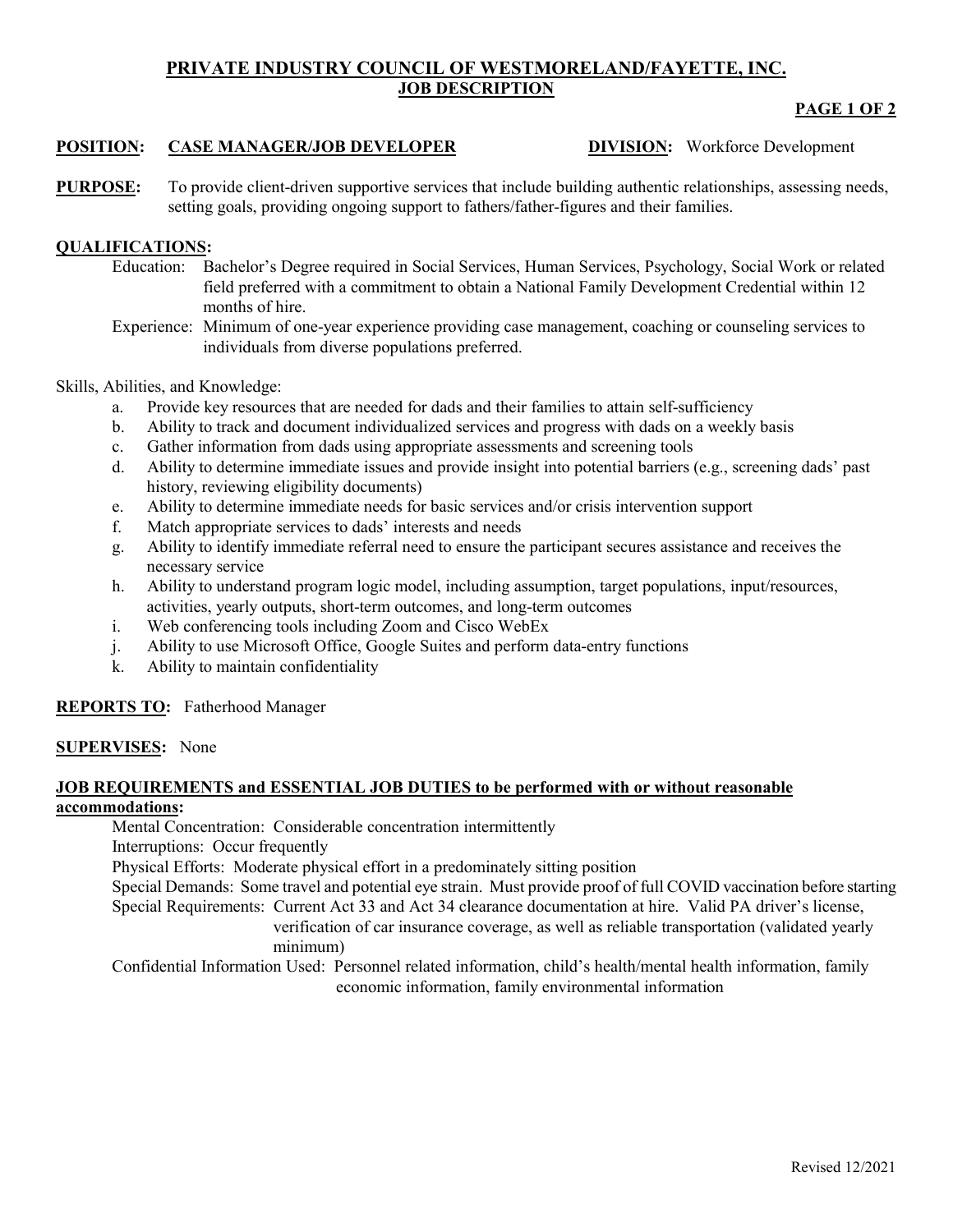# PRIVATE INDUSTRY COUNCIL OF WESTMORELAND/FAYETTE, INC.
## JOB DESCRIPTION

**POSITION:** **CASE MANAGER/JOB DEVELOPER** **DIVISION:** Workforce Development

**PURPOSE:** To provide client-driven supportive services that include building authentic relationships, assessing needs, setting goals, providing ongoing support to fathers/father-figures and their families.

**QUALIFICATIONS:**

Education: Bachelor's Degree required in Social Services, Human Services, Psychology, Social Work or related field preferred with a commitment to obtain a National Family Development Credential within 12 months of hire.

Experience: Minimum of one-year experience providing case management, coaching or counseling services to individuals from diverse populations preferred.

Skills, Abilities, and Knowledge:

a. Provide key resources that are needed for dads and their families to attain self-sufficiency
b. Ability to track and document individualized services and progress with dads on a weekly basis
c. Gather information from dads using appropriate assessments and screening tools
d. Ability to determine immediate issues and provide insight into potential barriers (e.g., screening dads' past history, reviewing eligibility documents)
e. Ability to determine immediate needs for basic services and/or crisis intervention support
f. Match appropriate services to dads' interests and needs
g. Ability to identify immediate referral need to ensure the participant secures assistance and receives the necessary service
h. Ability to understand program logic model, including assumption, target populations, input/resources, activities, yearly outputs, short-term outcomes, and long-term outcomes
i. Web conferencing tools including Zoom and Cisco WebEx
j. Ability to use Microsoft Office, Google Suites and perform data-entry functions
k. Ability to maintain confidentiality

**REPORTS TO:** Fatherhood Manager

**SUPERVISES:** None

**JOB REQUIREMENTS and ESSENTIAL JOB DUTIES to be performed with or without reasonable accommodations:**

Mental Concentration: Considerable concentration intermittently

Interruptions: Occur frequently

Physical Efforts: Moderate physical effort in a predominately sitting position

Special Demands: Some travel and potential eye strain. Must provide proof of full COVID vaccination before starting

Special Requirements: Current Act 33 and Act 34 clearance documentation at hire. Valid PA driver's license, verification of car insurance coverage, as well as reliable transportation (validated yearly minimum)

Confidential Information Used: Personnel related information, child's health/mental health information, family economic information, family environmental information

Revised 12/2021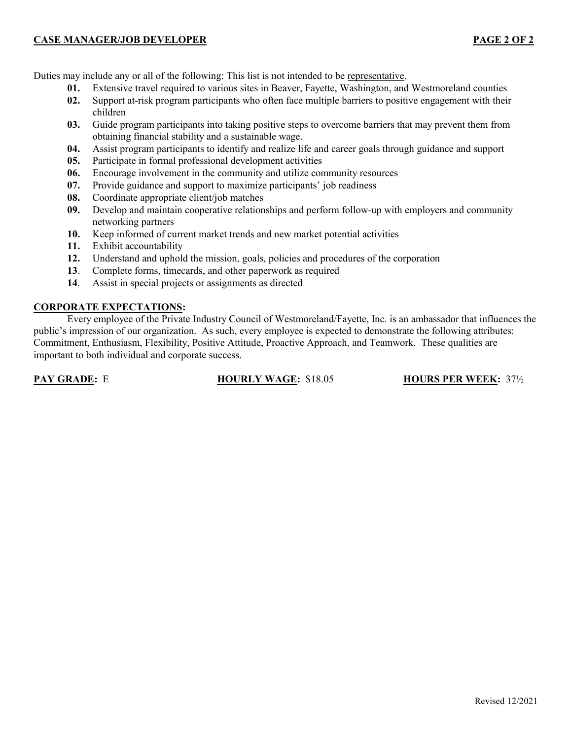Duties may include any or all of the following: This list is not intended to be representative.

**01.** Extensive travel required to various sites in Beaver, Fayette, Washington, and Westmoreland counties

**02.** Support at-risk program participants who often face multiple barriers to positive engagement with their children

**03.** Guide program participants into taking positive steps to overcome barriers that may prevent them from obtaining financial stability and a sustainable wage.

**04.** Assist program participants to identify and realize life and career goals through guidance and support

**05.** Participate in formal professional development activities

**06.** Encourage involvement in the community and utilize community resources

**07.** Provide guidance and support to maximize participants' job readiness

**08.** Coordinate appropriate client/job matches

**09.** Develop and maintain cooperative relationships and perform follow-up with employers and community networking partners

**10.** Keep informed of current market trends and new market potential activities

**11.** Exhibit accountability

**12.** Understand and uphold the mission, goals, policies and procedures of the corporation

**13**. Complete forms, timecards, and other paperwork as required

**14**. Assist in special projects or assignments as directed

**CORPORATE EXPECTATIONS:**

Every employee of the Private Industry Council of Westmoreland/Fayette, Inc. is an ambassador that influences the public's impression of our organization. As such, every employee is expected to demonstrate the following attributes: Commitment, Enthusiasm, Flexibility, Positive Attitude, Proactive Approach, and Teamwork. These qualities are important to both individual and corporate success.

**PAY GRADE:** E **HOURLY WAGE:** $18.05 **HOURS PER WEEK:** 37½

Revised 12/2021